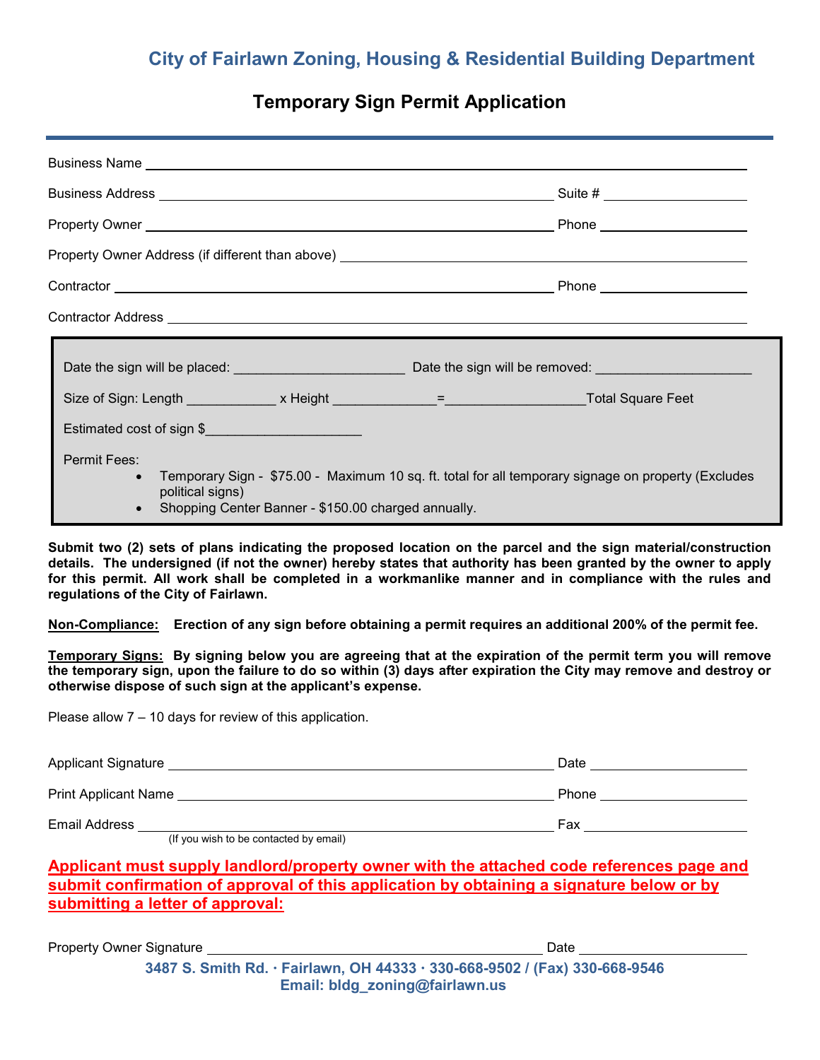## City of Fairlawn Zoning, Housing & Residential Building Department

# Temporary Sign Permit Application

Business Name ______________________________________________

Business Address ______________________________ Suite # ____________

Property Owner ______________________________ Phone ____________

Property Owner Address (if different than above) ______________________________

Contractor ______________________________ Phone ____________

Contractor Address ______________________________________________

Date the sign will be placed: ______________________ Date the sign will be removed: ____________________

Size of Sign: Length ____________ x Height _____________=__________________Total Square Feet

Estimated cost of sign $____________________

Permit Fees:

- Temporary Sign - $75.00 - Maximum 10 sq. ft. total for all temporary signage on property (Excludes political signs)
- Shopping Center Banner - $150.00 charged annually.

**Submit two (2) sets of plans indicating the proposed location on the parcel and the sign material/construction details. The undersigned (if not the owner) hereby states that authority has been granted by the owner to apply for this permit. All work shall be completed in a workmanlike manner and in compliance with the rules and regulations of the City of Fairlawn.**

**Non-Compliance: Erection of any sign before obtaining a permit requires an additional 200% of the permit fee.**

**Temporary Signs: By signing below you are agreeing that at the expiration of the permit term you will remove the temporary sign, upon the failure to do so within (3) days after expiration the City may remove and destroy or otherwise dispose of such sign at the applicant's expense.**

Please allow 7 – 10 days for review of this application.

Applicant Signature ______________________________ Date ____________

Print Applicant Name ______________________________ Phone ____________

Email Address ______________________________ Fax ____________
(If you wish to be contacted by email)

**Applicant must supply landlord/property owner with the attached code references page and submit confirmation of approval of this application by obtaining a signature below or by submitting a letter of approval:**

Property Owner Signature ______________________________ Date ____________

3487 S. Smith Rd. · Fairlawn, OH 44333 · 330-668-9502 / (Fax) 330-668-9546
Email: bldg_zoning@fairlawn.us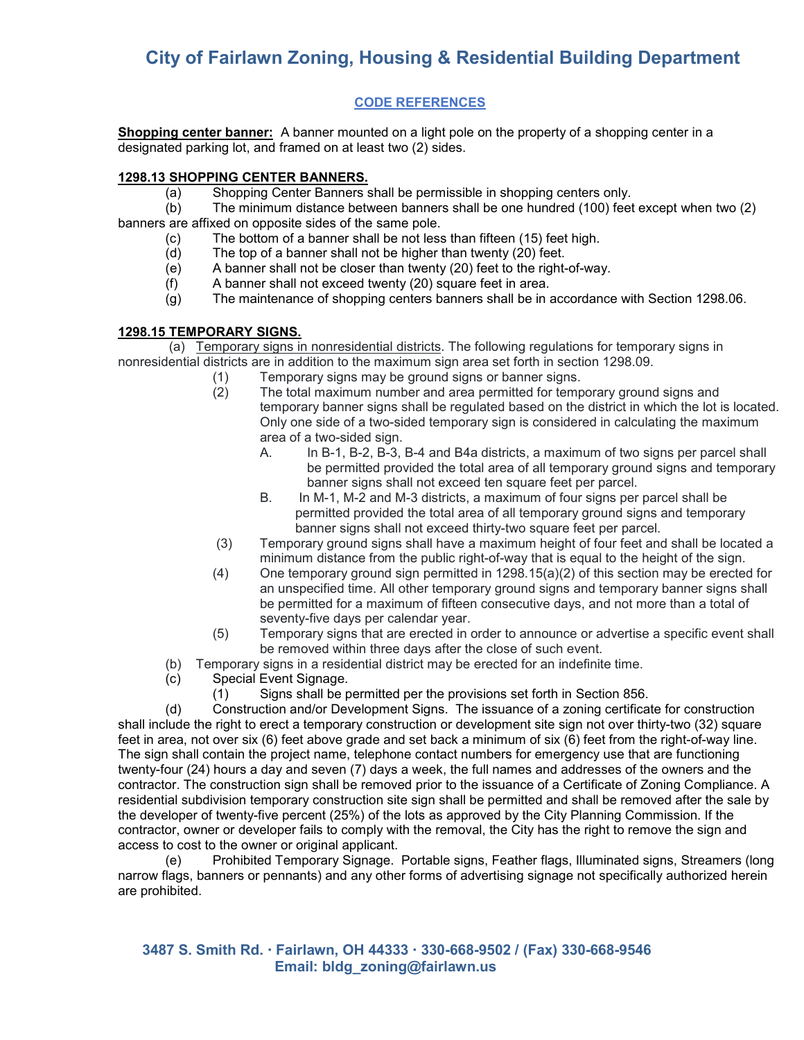# City of Fairlawn Zoning, Housing & Residential Building Department

## CODE REFERENCES

**Shopping center banner:** A banner mounted on a light pole on the property of a shopping center in a designated parking lot, and framed on at least two (2) sides.

**1298.13 SHOPPING CENTER BANNERS.**

(a) Shopping Center Banners shall be permissible in shopping centers only.

(b) The minimum distance between banners shall be one hundred (100) feet except when two (2) banners are affixed on opposite sides of the same pole.

(c) The bottom of a banner shall be not less than fifteen (15) feet high.

(d) The top of a banner shall not be higher than twenty (20) feet.

(e) A banner shall not be closer than twenty (20) feet to the right-of-way.

(f) A banner shall not exceed twenty (20) square feet in area.

(g) The maintenance of shopping centers banners shall be in accordance with Section 1298.06.

**1298.15 TEMPORARY SIGNS.**

(a) Temporary signs in nonresidential districts. The following regulations for temporary signs in nonresidential districts are in addition to the maximum sign area set forth in section 1298.09.

(1) Temporary signs may be ground signs or banner signs.

(2) The total maximum number and area permitted for temporary ground signs and temporary banner signs shall be regulated based on the district in which the lot is located. Only one side of a two-sided temporary sign is considered in calculating the maximum area of a two-sided sign.

A. In B-1, B-2, B-3, B-4 and B4a districts, a maximum of two signs per parcel shall be permitted provided the total area of all temporary ground signs and temporary banner signs shall not exceed ten square feet per parcel.

B. In M-1, M-2 and M-3 districts, a maximum of four signs per parcel shall be permitted provided the total area of all temporary ground signs and temporary banner signs shall not exceed thirty-two square feet per parcel.

(3) Temporary ground signs shall have a maximum height of four feet and shall be located a minimum distance from the public right-of-way that is equal to the height of the sign.

(4) One temporary ground sign permitted in 1298.15(a)(2) of this section may be erected for an unspecified time. All other temporary ground signs and temporary banner signs shall be permitted for a maximum of fifteen consecutive days, and not more than a total of seventy-five days per calendar year.

(5) Temporary signs that are erected in order to announce or advertise a specific event shall be removed within three days after the close of such event.

(b) Temporary signs in a residential district may be erected for an indefinite time.

(c) Special Event Signage.

(1) Signs shall be permitted per the provisions set forth in Section 856.

(d) Construction and/or Development Signs. The issuance of a zoning certificate for construction shall include the right to erect a temporary construction or development site sign not over thirty-two (32) square feet in area, not over six (6) feet above grade and set back a minimum of six (6) feet from the right-of-way line. The sign shall contain the project name, telephone contact numbers for emergency use that are functioning twenty-four (24) hours a day and seven (7) days a week, the full names and addresses of the owners and the contractor. The construction sign shall be removed prior to the issuance of a Certificate of Zoning Compliance. A residential subdivision temporary construction site sign shall be permitted and shall be removed after the sale by the developer of twenty-five percent (25%) of the lots as approved by the City Planning Commission. If the contractor, owner or developer fails to comply with the removal, the City has the right to remove the sign and access to cost to the owner or original applicant.

(e) Prohibited Temporary Signage. Portable signs, Feather flags, Illuminated signs, Streamers (long narrow flags, banners or pennants) and any other forms of advertising signage not specifically authorized herein are prohibited.

3487 S. Smith Rd. · Fairlawn, OH 44333 · 330-668-9502 / (Fax) 330-668-9546
Email: bldg_zoning@fairlawn.us